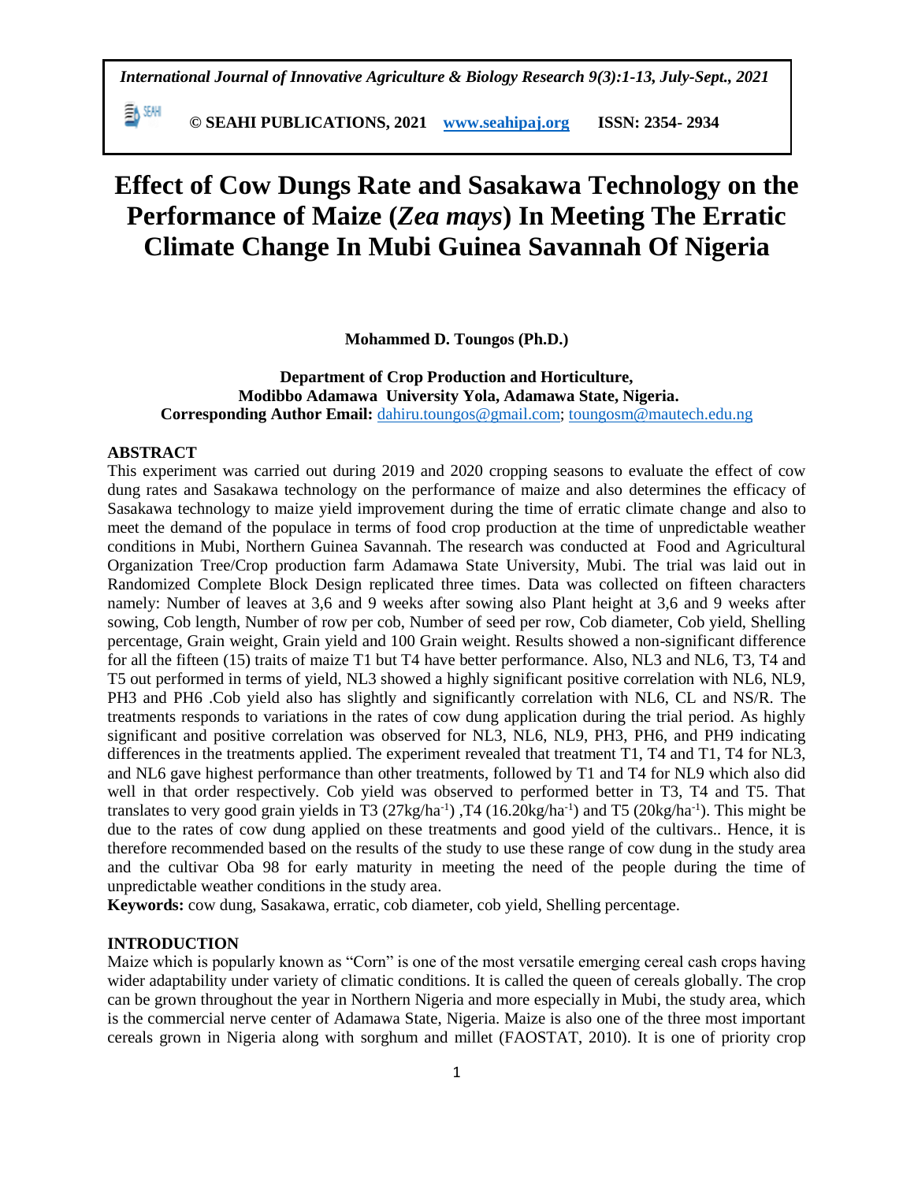# Effect of Cow Dungs Rate and Sasakawa Technology on the Performance of Maize (*Zea mays*) In Meeting The Erratic Climate Change In Mubi Guinea Savannah Of Nigeria

**Mohammed D. Toungos (Ph.D.)**

**Department of Crop Production and Horticulture,**
**Modibbo Adamawa University Yola, Adamawa State, Nigeria.**
**Corresponding Author Email:** dahiru.toungos@gmail.com; toungosm@mautech.edu.ng

## ABSTRACT

This experiment was carried out during 2019 and 2020 cropping seasons to evaluate the effect of cow dung rates and Sasakawa technology on the performance of maize and also determines the efficacy of Sasakawa technology to maize yield improvement during the time of erratic climate change and also to meet the demand of the populace in terms of food crop production at the time of unpredictable weather conditions in Mubi, Northern Guinea Savannah. The research was conducted at Food and Agricultural Organization Tree/Crop production farm Adamawa State University, Mubi. The trial was laid out in Randomized Complete Block Design replicated three times. Data was collected on fifteen characters namely: Number of leaves at 3,6 and 9 weeks after sowing also Plant height at 3,6 and 9 weeks after sowing, Cob length, Number of row per cob, Number of seed per row, Cob diameter, Cob yield, Shelling percentage, Grain weight, Grain yield and 100 Grain weight. Results showed a non-significant difference for all the fifteen (15) traits of maize T1 but T4 have better performance. Also, NL3 and NL6, T3, T4 and T5 out performed in terms of yield, NL3 showed a highly significant positive correlation with NL6, NL9, PH3 and PH6 .Cob yield also has slightly and significantly correlation with NL6, CL and NS/R. The treatments responds to variations in the rates of cow dung application during the trial period. As highly significant and positive correlation was observed for NL3, NL6, NL9, PH3, PH6, and PH9 indicating differences in the treatments applied. The experiment revealed that treatment T1, T4 and T1, T4 for NL3, and NL6 gave highest performance than other treatments, followed by T1 and T4 for NL9 which also did well in that order respectively. Cob yield was observed to performed better in T3, T4 and T5. That translates to very good grain yields in T3 (27kg/ha$^{-1}$) ,T4 (16.20kg/ha$^{-1}$) and T5 (20kg/ha$^{-1}$). This might be due to the rates of cow dung applied on these treatments and good yield of the cultivars.. Hence, it is therefore recommended based on the results of the study to use these range of cow dung in the study area and the cultivar Oba 98 for early maturity in meeting the need of the people during the time of unpredictable weather conditions in the study area.

**Keywords:** cow dung, Sasakawa, erratic, cob diameter, cob yield, Shelling percentage.

## INTRODUCTION

Maize which is popularly known as "Corn" is one of the most versatile emerging cereal cash crops having wider adaptability under variety of climatic conditions. It is called the queen of cereals globally. The crop can be grown throughout the year in Northern Nigeria and more especially in Mubi, the study area, which is the commercial nerve center of Adamawa State, Nigeria. Maize is also one of the three most important cereals grown in Nigeria along with sorghum and millet (FAOSTAT, 2010). It is one of priority crop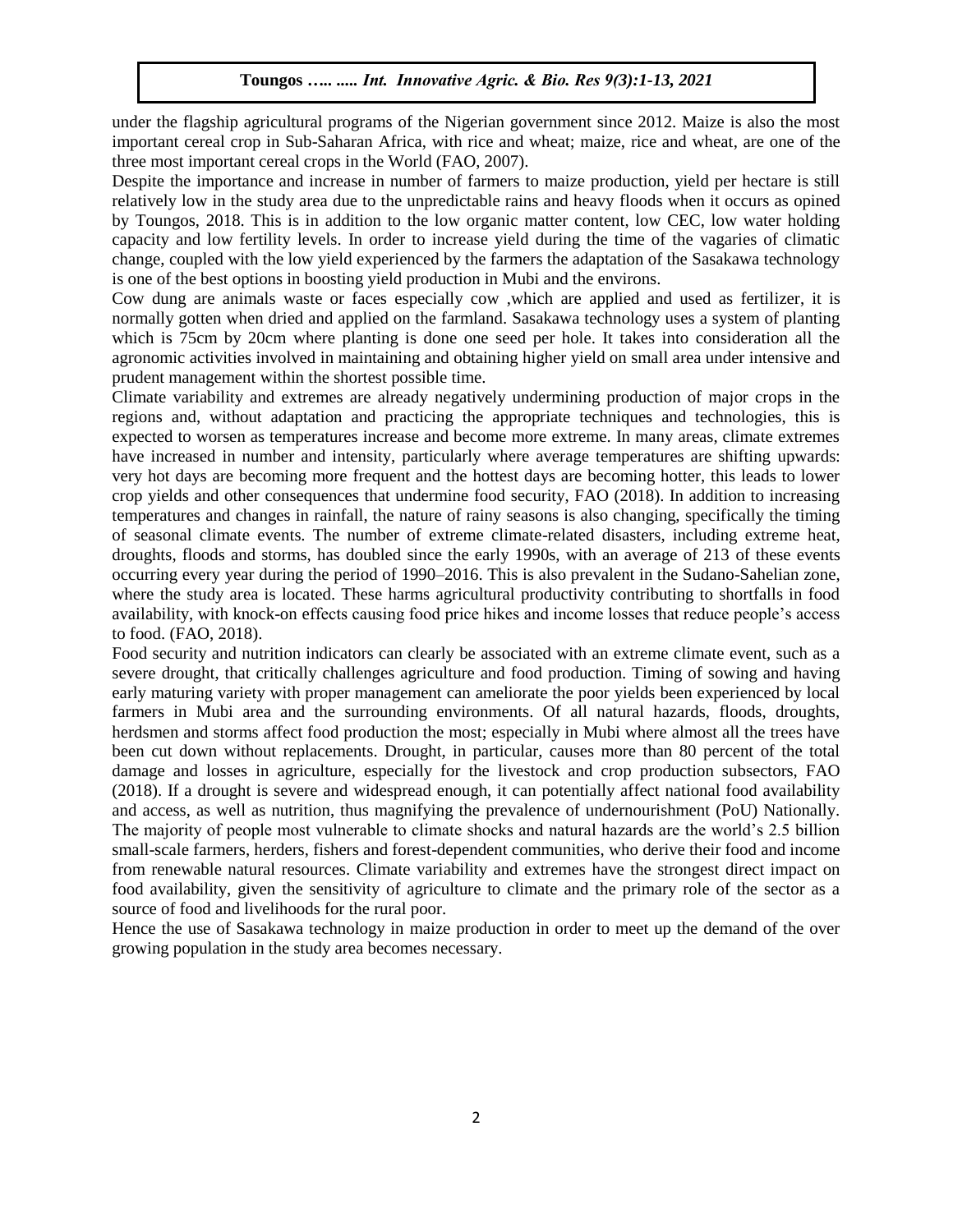under the flagship agricultural programs of the Nigerian government since 2012. Maize is also the most important cereal crop in Sub-Saharan Africa, with rice and wheat; maize, rice and wheat, are one of the three most important cereal crops in the World (FAO, 2007).

Despite the importance and increase in number of farmers to maize production, yield per hectare is still relatively low in the study area due to the unpredictable rains and heavy floods when it occurs as opined by Toungos, 2018. This is in addition to the low organic matter content, low CEC, low water holding capacity and low fertility levels. In order to increase yield during the time of the vagaries of climatic change, coupled with the low yield experienced by the farmers the adaptation of the Sasakawa technology is one of the best options in boosting yield production in Mubi and the environs.

Cow dung are animals waste or faces especially cow ,which are applied and used as fertilizer, it is normally gotten when dried and applied on the farmland. Sasakawa technology uses a system of planting which is 75cm by 20cm where planting is done one seed per hole. It takes into consideration all the agronomic activities involved in maintaining and obtaining higher yield on small area under intensive and prudent management within the shortest possible time.

Climate variability and extremes are already negatively undermining production of major crops in the regions and, without adaptation and practicing the appropriate techniques and technologies, this is expected to worsen as temperatures increase and become more extreme. In many areas, climate extremes have increased in number and intensity, particularly where average temperatures are shifting upwards: very hot days are becoming more frequent and the hottest days are becoming hotter, this leads to lower crop yields and other consequences that undermine food security, FAO (2018). In addition to increasing temperatures and changes in rainfall, the nature of rainy seasons is also changing, specifically the timing of seasonal climate events. The number of extreme climate-related disasters, including extreme heat, droughts, floods and storms, has doubled since the early 1990s, with an average of 213 of these events occurring every year during the period of 1990–2016. This is also prevalent in the Sudano-Sahelian zone, where the study area is located. These harms agricultural productivity contributing to shortfalls in food availability, with knock-on effects causing food price hikes and income losses that reduce people's access to food. (FAO, 2018).

Food security and nutrition indicators can clearly be associated with an extreme climate event, such as a severe drought, that critically challenges agriculture and food production. Timing of sowing and having early maturing variety with proper management can ameliorate the poor yields been experienced by local farmers in Mubi area and the surrounding environments. Of all natural hazards, floods, droughts, herdsmen and storms affect food production the most; especially in Mubi where almost all the trees have been cut down without replacements. Drought, in particular, causes more than 80 percent of the total damage and losses in agriculture, especially for the livestock and crop production subsectors, FAO (2018). If a drought is severe and widespread enough, it can potentially affect national food availability and access, as well as nutrition, thus magnifying the prevalence of undernourishment (PoU) Nationally. The majority of people most vulnerable to climate shocks and natural hazards are the world's 2.5 billion small-scale farmers, herders, fishers and forest-dependent communities, who derive their food and income from renewable natural resources. Climate variability and extremes have the strongest direct impact on food availability, given the sensitivity of agriculture to climate and the primary role of the sector as a source of food and livelihoods for the rural poor.

Hence the use of Sasakawa technology in maize production in order to meet up the demand of the over growing population in the study area becomes necessary.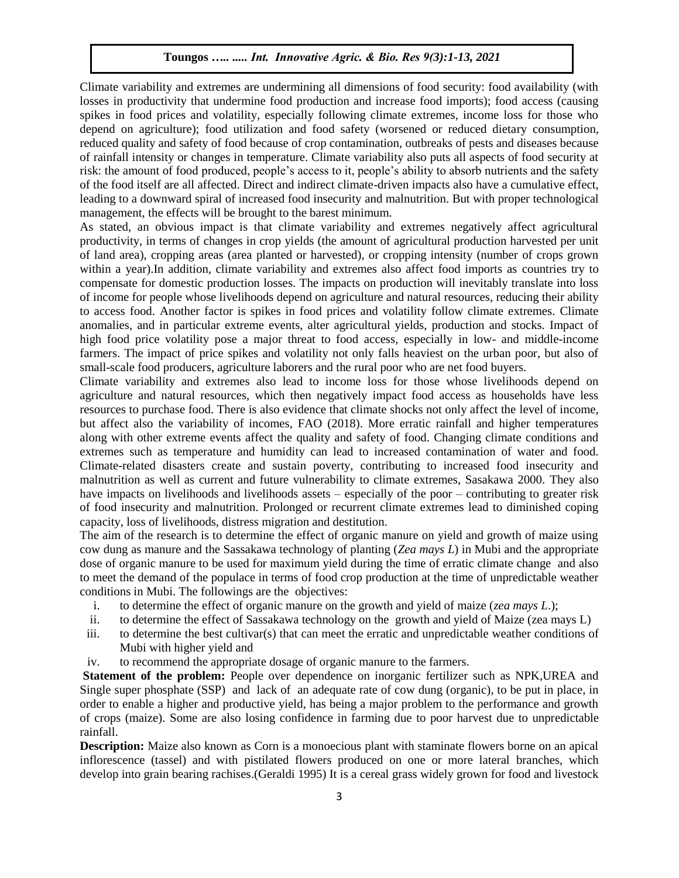Climate variability and extremes are undermining all dimensions of food security: food availability (with losses in productivity that undermine food production and increase food imports); food access (causing spikes in food prices and volatility, especially following climate extremes, income loss for those who depend on agriculture); food utilization and food safety (worsened or reduced dietary consumption, reduced quality and safety of food because of crop contamination, outbreaks of pests and diseases because of rainfall intensity or changes in temperature. Climate variability also puts all aspects of food security at risk: the amount of food produced, people's access to it, people's ability to absorb nutrients and the safety of the food itself are all affected. Direct and indirect climate-driven impacts also have a cumulative effect, leading to a downward spiral of increased food insecurity and malnutrition. But with proper technological management, the effects will be brought to the barest minimum.

As stated, an obvious impact is that climate variability and extremes negatively affect agricultural productivity, in terms of changes in crop yields (the amount of agricultural production harvested per unit of land area), cropping areas (area planted or harvested), or cropping intensity (number of crops grown within a year).In addition, climate variability and extremes also affect food imports as countries try to compensate for domestic production losses. The impacts on production will inevitably translate into loss of income for people whose livelihoods depend on agriculture and natural resources, reducing their ability to access food. Another factor is spikes in food prices and volatility follow climate extremes. Climate anomalies, and in particular extreme events, alter agricultural yields, production and stocks. Impact of high food price volatility pose a major threat to food access, especially in low- and middle-income farmers. The impact of price spikes and volatility not only falls heaviest on the urban poor, but also of small-scale food producers, agriculture laborers and the rural poor who are net food buyers.

Climate variability and extremes also lead to income loss for those whose livelihoods depend on agriculture and natural resources, which then negatively impact food access as households have less resources to purchase food. There is also evidence that climate shocks not only affect the level of income, but affect also the variability of incomes, FAO (2018). More erratic rainfall and higher temperatures along with other extreme events affect the quality and safety of food. Changing climate conditions and extremes such as temperature and humidity can lead to increased contamination of water and food. Climate-related disasters create and sustain poverty, contributing to increased food insecurity and malnutrition as well as current and future vulnerability to climate extremes, Sasakawa 2000. They also have impacts on livelihoods and livelihoods assets – especially of the poor – contributing to greater risk of food insecurity and malnutrition. Prolonged or recurrent climate extremes lead to diminished coping capacity, loss of livelihoods, distress migration and destitution.

The aim of the research is to determine the effect of organic manure on yield and growth of maize using cow dung as manure and the Sassakawa technology of planting (*Zea mays L*) in Mubi and the appropriate dose of organic manure to be used for maximum yield during the time of erratic climate change and also to meet the demand of the populace in terms of food crop production at the time of unpredictable weather conditions in Mubi. The followings are the objectives:

i. to determine the effect of organic manure on the growth and yield of maize (*zea mays L.*);
ii. to determine the effect of Sassakawa technology on the growth and yield of Maize (zea mays L)
iii. to determine the best cultivar(s) that can meet the erratic and unpredictable weather conditions of Mubi with higher yield and
iv. to recommend the appropriate dosage of organic manure to the farmers.

**Statement of the problem:** People over dependence on inorganic fertilizer such as NPK,UREA and Single super phosphate (SSP) and lack of an adequate rate of cow dung (organic), to be put in place, in order to enable a higher and productive yield, has being a major problem to the performance and growth of crops (maize). Some are also losing confidence in farming due to poor harvest due to unpredictable rainfall.

**Description:** Maize also known as Corn is a monoecious plant with staminate flowers borne on an apical inflorescence (tassel) and with pistilated flowers produced on one or more lateral branches, which develop into grain bearing rachises.(Geraldi 1995) It is a cereal grass widely grown for food and livestock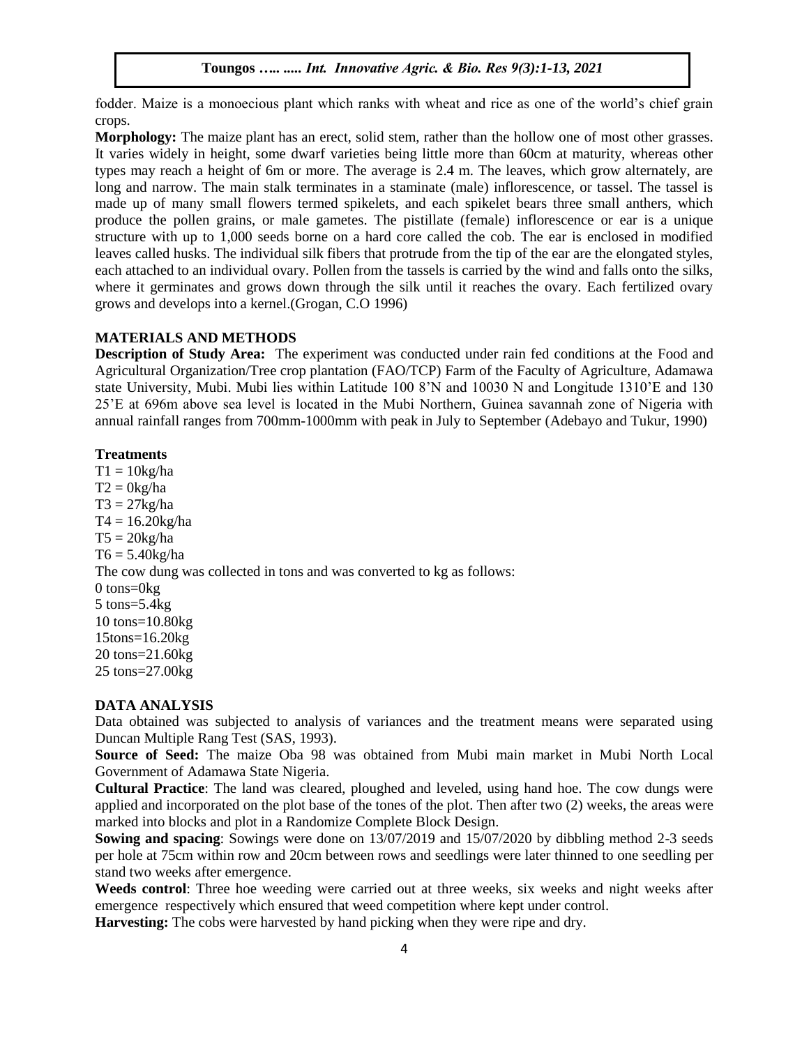fodder. Maize is a monoecious plant which ranks with wheat and rice as one of the world's chief grain crops.

**Morphology:** The maize plant has an erect, solid stem, rather than the hollow one of most other grasses. It varies widely in height, some dwarf varieties being little more than 60cm at maturity, whereas other types may reach a height of 6m or more. The average is 2.4 m. The leaves, which grow alternately, are long and narrow. The main stalk terminates in a staminate (male) inflorescence, or tassel. The tassel is made up of many small flowers termed spikelets, and each spikelet bears three small anthers, which produce the pollen grains, or male gametes. The pistillate (female) inflorescence or ear is a unique structure with up to 1,000 seeds borne on a hard core called the cob. The ear is enclosed in modified leaves called husks. The individual silk fibers that protrude from the tip of the ear are the elongated styles, each attached to an individual ovary. Pollen from the tassels is carried by the wind and falls onto the silks, where it germinates and grows down through the silk until it reaches the ovary. Each fertilized ovary grows and develops into a kernel.(Grogan, C.O 1996)

## MATERIALS AND METHODS

**Description of Study Area:** The experiment was conducted under rain fed conditions at the Food and Agricultural Organization/Tree crop plantation (FAO/TCP) Farm of the Faculty of Agriculture, Adamawa state University, Mubi. Mubi lies within Latitude 100 8'N and 10030 N and Longitude 1310'E and 130 25'E at 696m above sea level is located in the Mubi Northern, Guinea savannah zone of Nigeria with annual rainfall ranges from 700mm-1000mm with peak in July to September (Adebayo and Tukur, 1990)

### Treatments

T1 = 10kg/ha
T2 = 0kg/ha
T3 = 27kg/ha
T4 = 16.20kg/ha
T5 = 20kg/ha
T6 = 5.40kg/ha

The cow dung was collected in tons and was converted to kg as follows:

0 tons=0kg
5 tons=5.4kg
10 tons=10.80kg
15tons=16.20kg
20 tons=21.60kg
25 tons=27.00kg

## DATA ANALYSIS

Data obtained was subjected to analysis of variances and the treatment means were separated using Duncan Multiple Rang Test (SAS, 1993).

**Source of Seed:** The maize Oba 98 was obtained from Mubi main market in Mubi North Local Government of Adamawa State Nigeria.

**Cultural Practice**: The land was cleared, ploughed and leveled, using hand hoe. The cow dungs were applied and incorporated on the plot base of the tones of the plot. Then after two (2) weeks, the areas were marked into blocks and plot in a Randomize Complete Block Design.

**Sowing and spacing**: Sowings were done on 13/07/2019 and 15/07/2020 by dibbling method 2-3 seeds per hole at 75cm within row and 20cm between rows and seedlings were later thinned to one seedling per stand two weeks after emergence.

**Weeds control**: Three hoe weeding were carried out at three weeks, six weeks and night weeks after emergence respectively which ensured that weed competition where kept under control.

**Harvesting:** The cobs were harvested by hand picking when they were ripe and dry.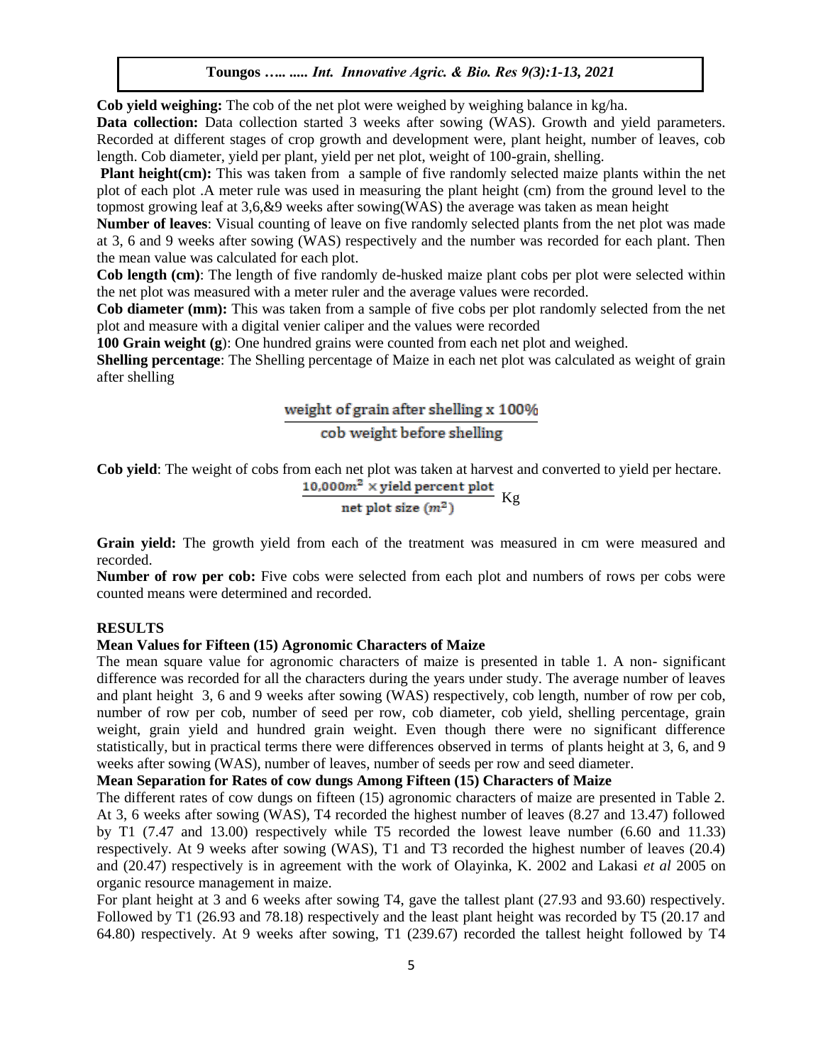**Cob yield weighing:** The cob of the net plot were weighed by weighing balance in kg/ha.

**Data collection:** Data collection started 3 weeks after sowing (WAS). Growth and yield parameters. Recorded at different stages of crop growth and development were, plant height, number of leaves, cob length. Cob diameter, yield per plant, yield per net plot, weight of 100-grain, shelling.

**Plant height(cm):** This was taken from a sample of five randomly selected maize plants within the net plot of each plot .A meter rule was used in measuring the plant height (cm) from the ground level to the topmost growing leaf at 3,6,&9 weeks after sowing(WAS) the average was taken as mean height

**Number of leaves**: Visual counting of leave on five randomly selected plants from the net plot was made at 3, 6 and 9 weeks after sowing (WAS) respectively and the number was recorded for each plant. Then the mean value was calculated for each plot.

**Cob length (cm)**: The length of five randomly de-husked maize plant cobs per plot were selected within the net plot was measured with a meter ruler and the average values were recorded.

**Cob diameter (mm):** This was taken from a sample of five cobs per plot randomly selected from the net plot and measure with a digital venier caliper and the values were recorded

**100 Grain weight (g)**: One hundred grains were counted from each net plot and weighed.

**Shelling percentage**: The Shelling percentage of Maize in each net plot was calculated as weight of grain after shelling

$$\frac{\text{weight of grain after shelling x 100\%}}{\text{cob weight before shelling}}$$

**Cob yield**: The weight of cobs from each net plot was taken at harvest and converted to yield per hectare.

$$\frac{10{,}000m^2 \times \text{yield percent plot}}{\text{net plot size } (m^2)} \text{ Kg}$$

**Grain yield:** The growth yield from each of the treatment was measured in cm were measured and recorded.

**Number of row per cob:** Five cobs were selected from each plot and numbers of rows per cobs were counted means were determined and recorded.

## RESULTS

### Mean Values for Fifteen (15) Agronomic Characters of Maize

The mean square value for agronomic characters of maize is presented in table 1. A non- significant difference was recorded for all the characters during the years under study. The average number of leaves and plant height 3, 6 and 9 weeks after sowing (WAS) respectively, cob length, number of row per cob, number of row per cob, number of seed per row, cob diameter, cob yield, shelling percentage, grain weight, grain yield and hundred grain weight. Even though there were no significant difference statistically, but in practical terms there were differences observed in terms of plants height at 3, 6, and 9 weeks after sowing (WAS), number of leaves, number of seeds per row and seed diameter.

### Mean Separation for Rates of cow dungs Among Fifteen (15) Characters of Maize

The different rates of cow dungs on fifteen (15) agronomic characters of maize are presented in Table 2. At 3, 6 weeks after sowing (WAS), T4 recorded the highest number of leaves (8.27 and 13.47) followed by T1 (7.47 and 13.00) respectively while T5 recorded the lowest leave number (6.60 and 11.33) respectively. At 9 weeks after sowing (WAS), T1 and T3 recorded the highest number of leaves (20.4) and (20.47) respectively is in agreement with the work of Olayinka, K. 2002 and Lakasi *et al* 2005 on organic resource management in maize.

For plant height at 3 and 6 weeks after sowing T4, gave the tallest plant (27.93 and 93.60) respectively. Followed by T1 (26.93 and 78.18) respectively and the least plant height was recorded by T5 (20.17 and 64.80) respectively. At 9 weeks after sowing, T1 (239.67) recorded the tallest height followed by T4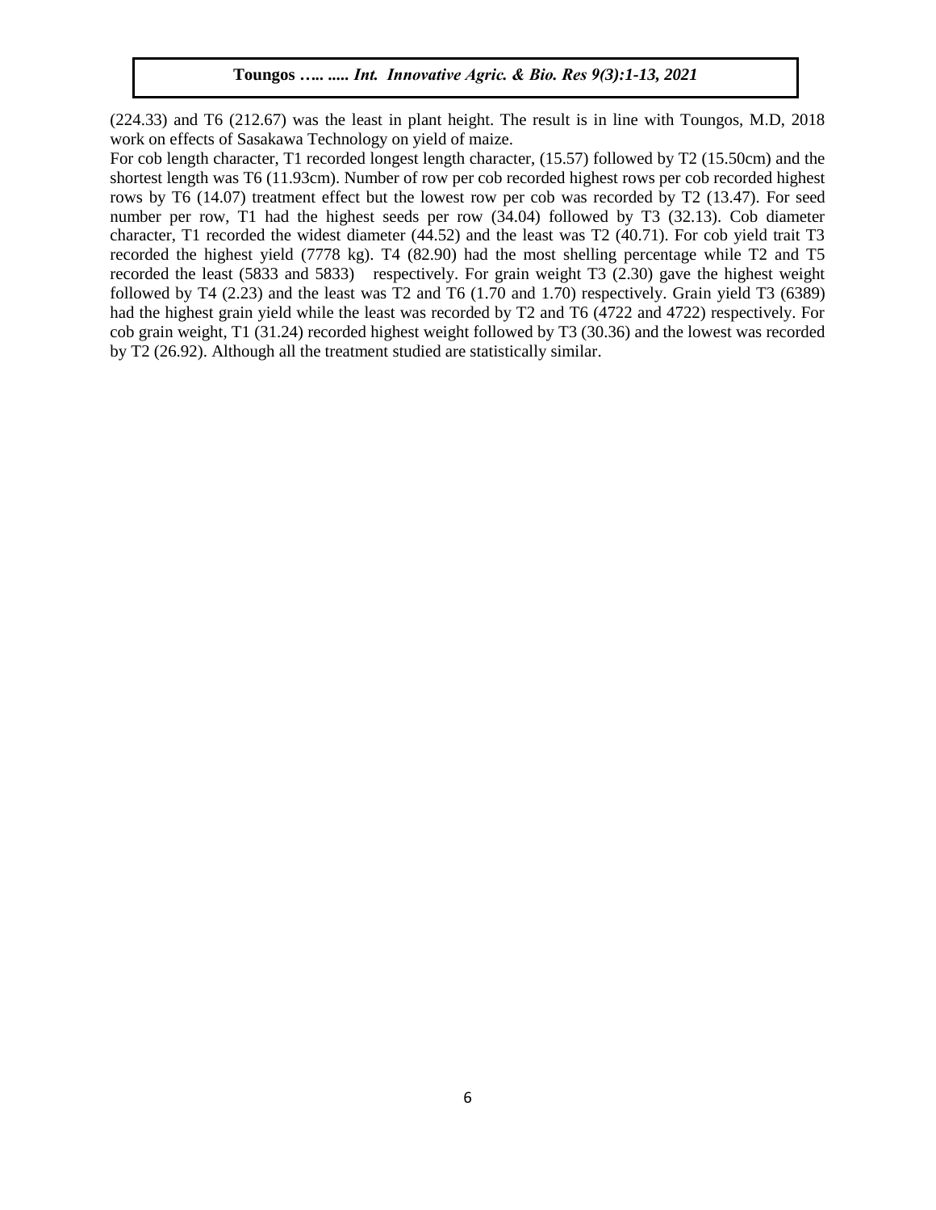(224.33) and T6 (212.67) was the least in plant height. The result is in line with Toungos, M.D, 2018 work on effects of Sasakawa Technology on yield of maize.

For cob length character, T1 recorded longest length character, (15.57) followed by T2 (15.50cm) and the shortest length was T6 (11.93cm). Number of row per cob recorded highest rows per cob recorded highest rows by T6 (14.07) treatment effect but the lowest row per cob was recorded by T2 (13.47). For seed number per row, T1 had the highest seeds per row (34.04) followed by T3 (32.13). Cob diameter character, T1 recorded the widest diameter (44.52) and the least was T2 (40.71). For cob yield trait T3 recorded the highest yield (7778 kg). T4 (82.90) had the most shelling percentage while T2 and T5 recorded the least (5833 and 5833) respectively. For grain weight T3 (2.30) gave the highest weight followed by T4 (2.23) and the least was T2 and T6 (1.70 and 1.70) respectively. Grain yield T3 (6389) had the highest grain yield while the least was recorded by T2 and T6 (4722 and 4722) respectively. For cob grain weight, T1 (31.24) recorded highest weight followed by T3 (30.36) and the lowest was recorded by T2 (26.92). Although all the treatment studied are statistically similar.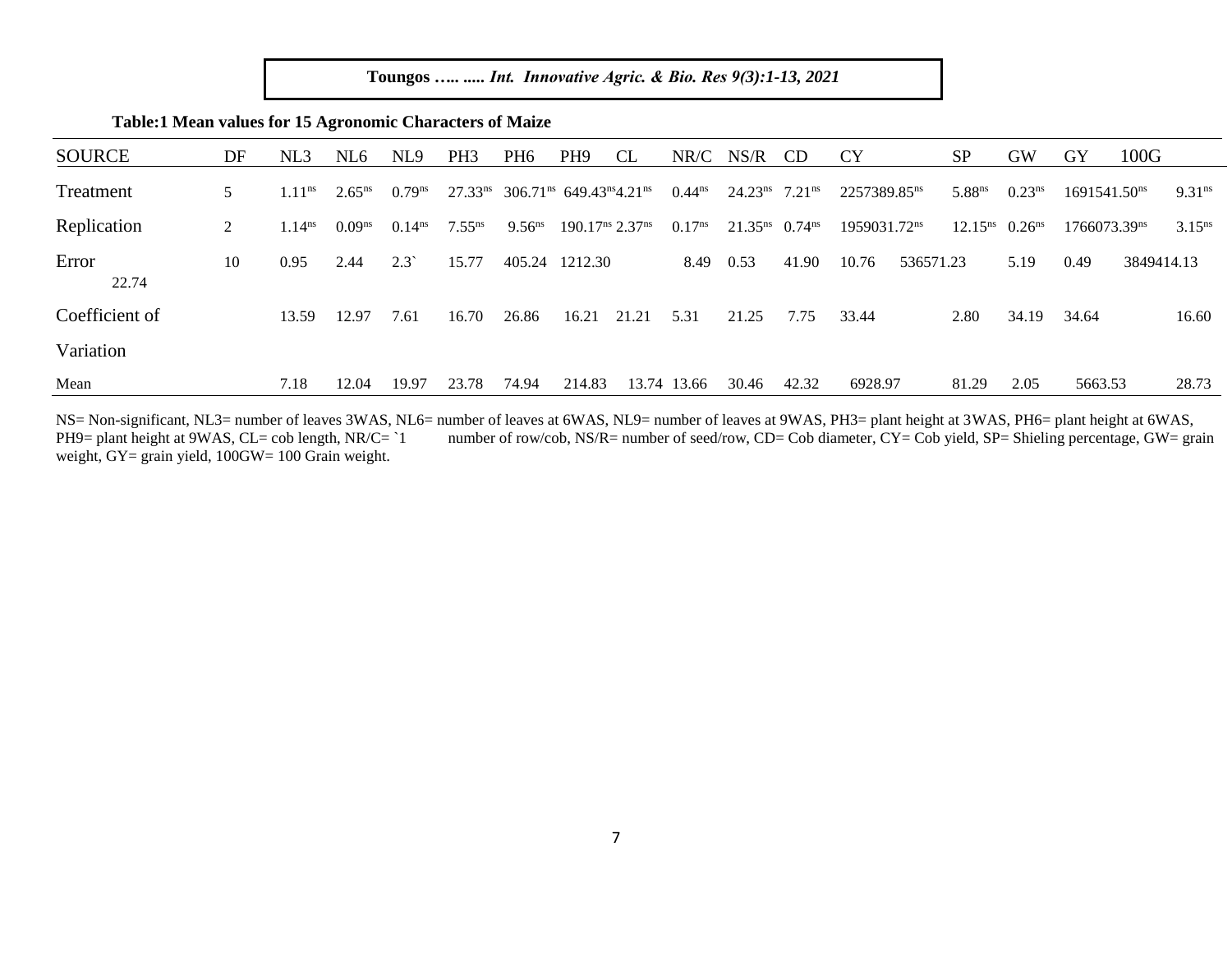**Table:1 Mean values for 15 Agronomic Characters of Maize**

| SOURCE | DF | NL3 | NL6 | NL9 | PH3 | PH6 | PH9 | CL | NR/C | NS/R | CD | CY | SP | GW | GY | 100G |
|---|---|---|---|---|---|---|---|---|---|---|---|---|---|---|---|---|
| Treatment | 5 | 1.11$^{ns}$ | 2.65$^{ns}$ | 0.79$^{ns}$ | 27.33$^{ns}$ | 306.71$^{ns}$ | 649.43$^{ns}$ | 4.21$^{ns}$ | 0.44$^{ns}$ | 24.23$^{ns}$ | 7.21$^{ns}$ | 2257389.85$^{ns}$ | 5.88$^{ns}$ | 0.23$^{ns}$ | 1691541.50$^{ns}$ | 9.31$^{ns}$ |
| Replication | 2 | 1.14$^{ns}$ | 0.09$^{ns}$ | 0.14$^{ns}$ | 7.55$^{ns}$ | 9.56$^{ns}$ | 190.17$^{ns}$ | 2.37$^{ns}$ | 0.17$^{ns}$ | 21.35$^{ns}$ | 0.74$^{ns}$ | 1959031.72$^{ns}$ | 12.15$^{ns}$ | 0.26$^{ns}$ | 1766073.39$^{ns}$ | 3.15$^{ns}$ |
| Error | 10 | 0.95 | 2.44 | 2.3` | 15.77 | 405.24 | 1212.30 | 8.49 | 0.53 | 41.90 | 10.76 | 536571.23 | 5.19 | 0.49 | 3849414.13 | 22.74 |
| Coefficient of Variation | | 13.59 | 12.97 | 7.61 | 16.70 | 26.86 | 16.21 | 21.21 | 5.31 | 21.25 | 7.75 | 33.44 | 2.80 | 34.19 | 34.64 | 16.60 |
| Mean | | 7.18 | 12.04 | 19.97 | 23.78 | 74.94 | 214.83 | 13.74 | 13.66 | 30.46 | 42.32 | 6928.97 | 81.29 | 2.05 | 5663.53 | 28.73 |

NS= Non-significant, NL3= number of leaves 3WAS, NL6= number of leaves at 6WAS, NL9= number of leaves at 9WAS, PH3= plant height at 3WAS, PH6= plant height at 6WAS, PH9= plant height at 9WAS, CL= cob length, NR/C= `1 number of row/cob, NS/R= number of seed/row, CD= Cob diameter, CY= Cob yield, SP= Shieling percentage, GW= grain weight, GY= grain yield, 100GW= 100 Grain weight.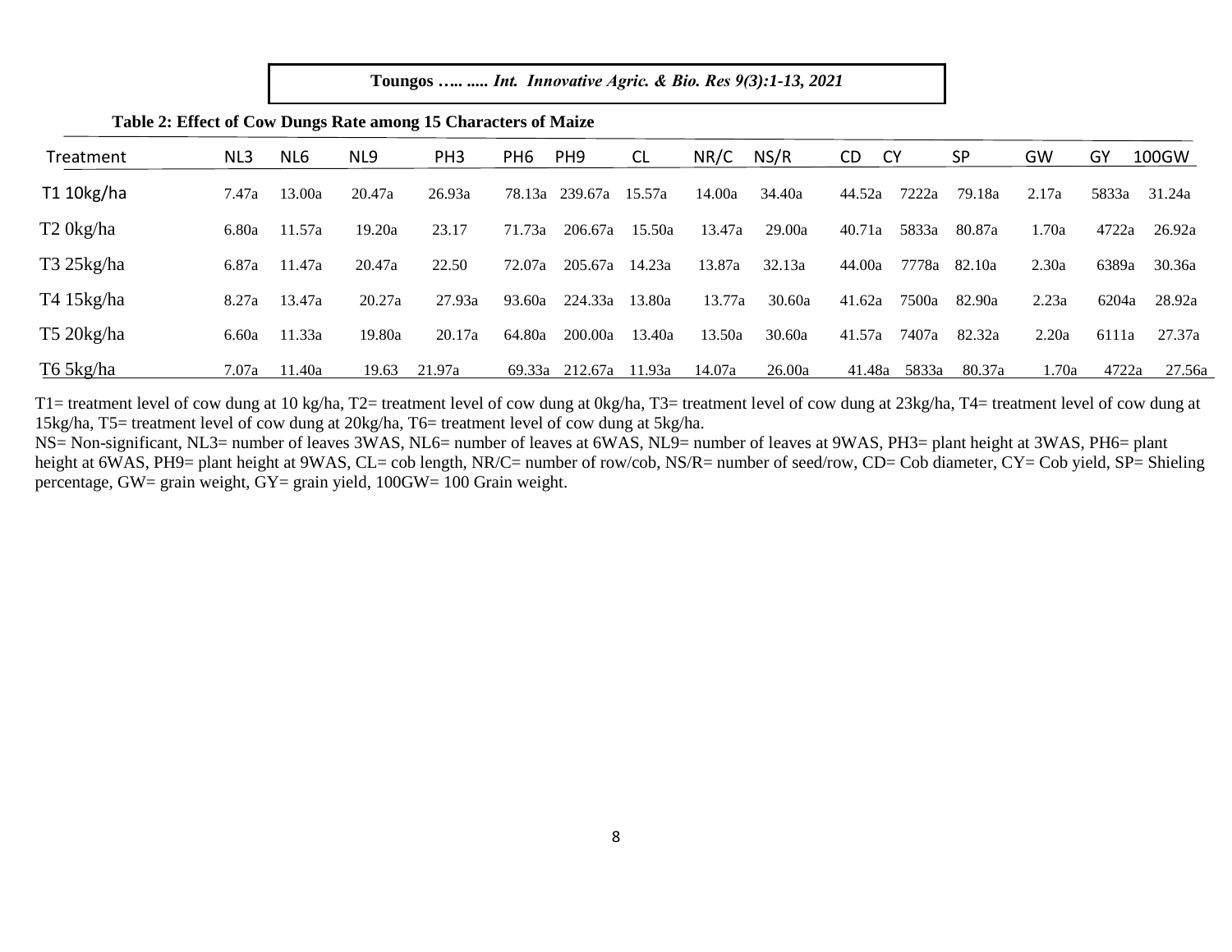**Table 2: Effect of Cow Dungs Rate among 15 Characters of Maize**

| Treatment | NL3 | NL6 | NL9 | PH3 | PH6 | PH9 | CL | NR/C | NS/R | CD | CY | SP | GW | GY | 100GW |
|---|---|---|---|---|---|---|---|---|---|---|---|---|---|---|---|
| T1 10kg/ha | 7.47a | 13.00a | 20.47a | 26.93a | 78.13a | 239.67a | 15.57a | 14.00a | 34.40a | 44.52a | 7222a | 79.18a | 2.17a | 5833a | 31.24a |
| T2 0kg/ha | 6.80a | 11.57a | 19.20a | 23.17 | 71.73a | 206.67a | 15.50a | 13.47a | 29.00a | 40.71a | 5833a | 80.87a | 1.70a | 4722a | 26.92a |
| T3 25kg/ha | 6.87a | 11.47a | 20.47a | 22.50 | 72.07a | 205.67a | 14.23a | 13.87a | 32.13a | 44.00a | 7778a | 82.10a | 2.30a | 6389a | 30.36a |
| T4 15kg/ha | 8.27a | 13.47a | 20.27a | 27.93a | 93.60a | 224.33a | 13.80a | 13.77a | 30.60a | 41.62a | 7500a | 82.90a | 2.23a | 6204a | 28.92a |
| T5 20kg/ha | 6.60a | 11.33a | 19.80a | 20.17a | 64.80a | 200.00a | 13.40a | 13.50a | 30.60a | 41.57a | 7407a | 82.32a | 2.20a | 6111a | 27.37a |
| T6 5kg/ha | 7.07a | 11.40a | 19.63 | 21.97a | 69.33a | 212.67a | 11.93a | 14.07a | 26.00a | 41.48a | 5833a | 80.37a | 1.70a | 4722a | 27.56a |

T1= treatment level of cow dung at 10 kg/ha, T2= treatment level of cow dung at 0kg/ha, T3= treatment level of cow dung at 23kg/ha, T4= treatment level of cow dung at 15kg/ha, T5= treatment level of cow dung at 20kg/ha, T6= treatment level of cow dung at 5kg/ha.

NS= Non-significant, NL3= number of leaves 3WAS, NL6= number of leaves at 6WAS, NL9= number of leaves at 9WAS, PH3= plant height at 3WAS, PH6= plant height at 6WAS, PH9= plant height at 9WAS, CL= cob length, NR/C= number of row/cob, NS/R= number of seed/row, CD= Cob diameter, CY= Cob yield, SP= Shieling percentage, GW= grain weight, GY= grain yield, 100GW= 100 Grain weight.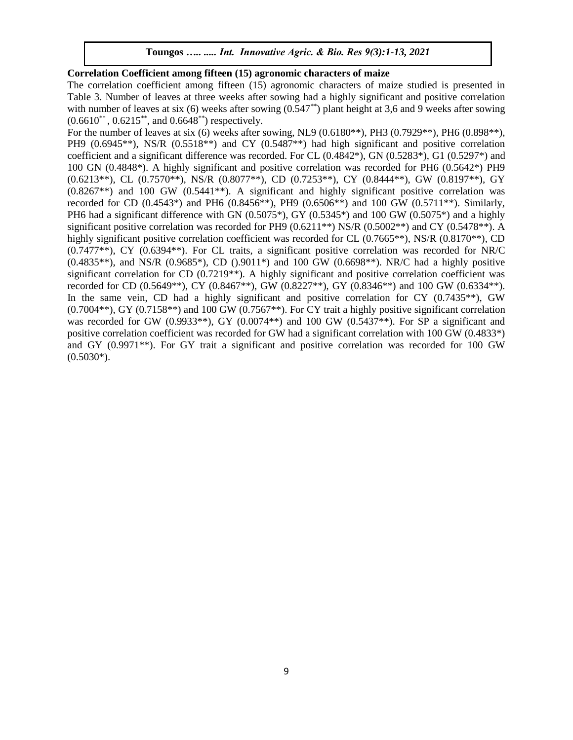**Correlation Coefficient among fifteen (15) agronomic characters of maize**

The correlation coefficient among fifteen (15) agronomic characters of maize studied is presented in Table 3. Number of leaves at three weeks after sowing had a highly significant and positive correlation with number of leaves at six (6) weeks after sowing (0.547**) plant height at 3,6 and 9 weeks after sowing (0.6610**, 0.6215**, and 0.6648**) respectively.

For the number of leaves at six (6) weeks after sowing, NL9 (0.6180**), PH3 (0.7929**), PH6 (0.898**), PH9 (0.6945**), NS/R (0.5518**) and CY (0.5487**) had high significant and positive correlation coefficient and a significant difference was recorded. For CL (0.4842*), GN (0.5283*), G1 (0.5297*) and 100 GN (0.4848*). A highly significant and positive correlation was recorded for PH6 (0.5642*) PH9 (0.6213**), CL (0.7570**), NS/R (0.8077**), CD (0.7253**), CY (0.8444**), GW (0.8197**), GY (0.8267**) and 100 GW (0.5441**). A significant and highly significant positive correlation was recorded for CD (0.4543*) and PH6 (0.8456**), PH9 (0.6506**) and 100 GW (0.5711**). Similarly, PH6 had a significant difference with GN (0.5075*), GY (0.5345*) and 100 GW (0.5075*) and a highly significant positive correlation was recorded for PH9 (0.6211**) NS/R (0.5002**) and CY (0.5478**). A highly significant positive correlation coefficient was recorded for CL (0.7665**), NS/R (0.8170**), CD (0.7477**), CY (0.6394**). For CL traits, a significant positive correlation was recorded for NR/C (0.4835**), and NS/R (0.9685*), CD ().9011*) and 100 GW (0.6698**). NR/C had a highly positive significant correlation for CD (0.7219**). A highly significant and positive correlation coefficient was recorded for CD (0.5649**), CY (0.8467**), GW (0.8227**), GY (0.8346**) and 100 GW (0.6334**). In the same vein, CD had a highly significant and positive correlation for CY (0.7435**), GW (0.7004**), GY (0.7158**) and 100 GW (0.7567**). For CY trait a highly positive significant correlation was recorded for GW (0.9933**), GY (0.0074**) and 100 GW (0.5437**). For SP a significant and positive correlation coefficient was recorded for GW had a significant correlation with 100 GW (0.4833*) and GY (0.9971**). For GY trait a significant and positive correlation was recorded for 100 GW (0.5030*).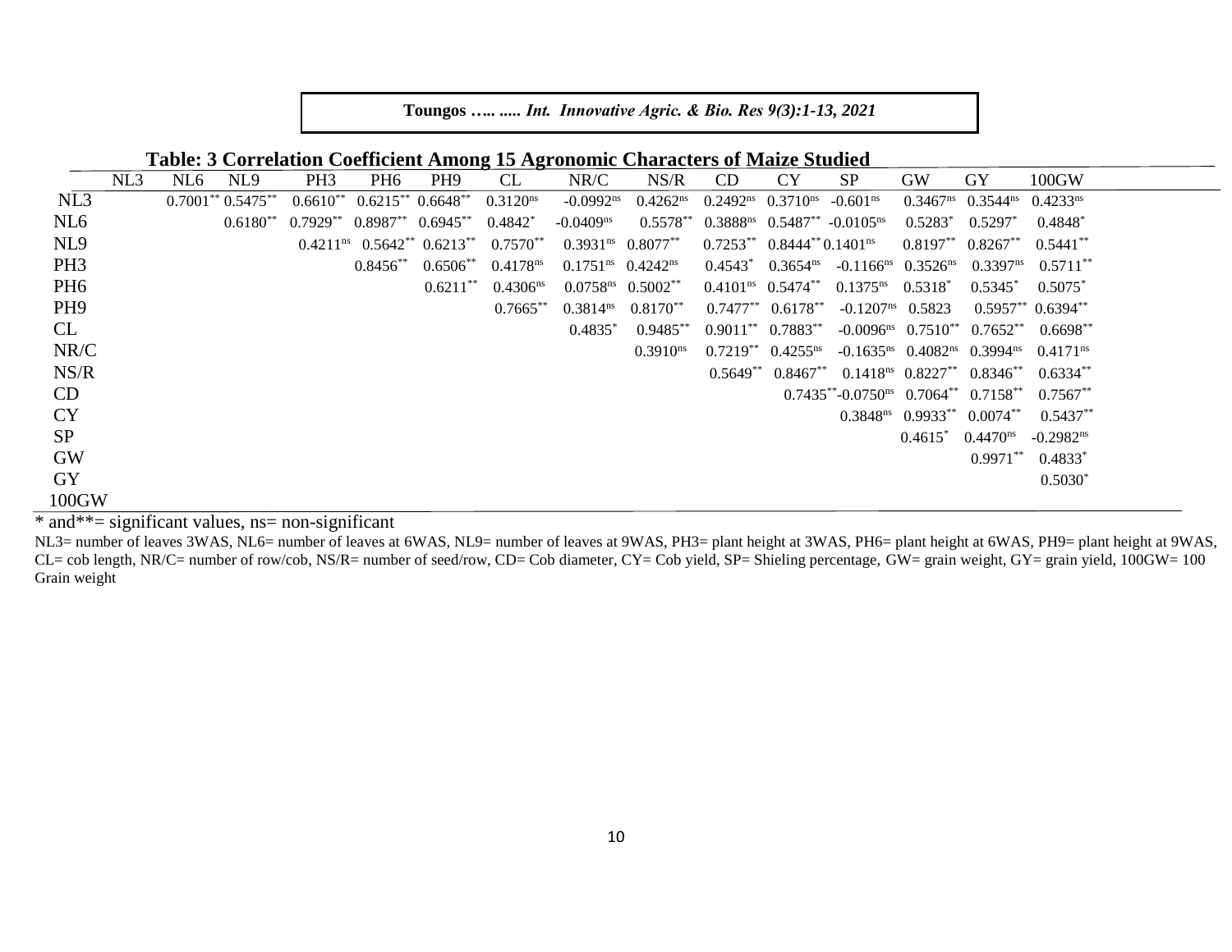**Table: 3 Correlation Coefficient Among 15 Agronomic Characters of Maize Studied**

| | NL3 | NL6 | NL9 | PH3 | PH6 | PH9 | CL | NR/C | NS/R | CD | CY | SP | GW | GY | 100GW |
|---|---|---|---|---|---|---|---|---|---|---|---|---|---|---|---|
| NL3 | | 0.7001** | 0.5475** | 0.6610** | 0.6215** | 0.6648** | 0.3120ns | -0.0992ns | 0.4262ns | 0.2492ns | 0.3710ns | -0.601ns | 0.3467ns | 0.3544ns | 0.4233ns |
| NL6 | | | 0.6180** | 0.7929** | 0.8987** | 0.6945** | 0.4842* | -0.0409ns | 0.5578** | 0.3888ns | 0.5487** | -0.0105ns | 0.5283* | 0.5297* | 0.4848* |
| NL9 | | | | 0.4211ns | 0.5642** | 0.6213** | 0.7570** | 0.3931ns | 0.8077** | 0.7253** | 0.8444** | 0.1401ns | 0.8197** | 0.8267** | 0.5441** |
| PH3 | | | | | 0.8456** | 0.6506** | 0.4178ns | 0.1751ns | 0.4242ns | 0.4543* | 0.3654ns | -0.1166ns | 0.3526ns | 0.3397ns | 0.5711** |
| PH6 | | | | | | 0.6211** | 0.4306ns | 0.0758ns | 0.5002** | 0.4101ns | 0.5474** | 0.1375ns | 0.5318* | 0.5345* | 0.5075* |
| PH9 | | | | | | | 0.7665** | 0.3814ns | 0.8170** | 0.7477** | 0.6178** | -0.1207ns | 0.5823 | 0.5957** | 0.6394** |
| CL | | | | | | | | 0.4835* | 0.9485** | 0.9011** | 0.7883** | -0.0096ns | 0.7510** | 0.7652** | 0.6698** |
| NR/C | | | | | | | | | 0.3910ns | 0.7219** | 0.4255ns | -0.1635ns | 0.4082ns | 0.3994ns | 0.4171ns |
| NS/R | | | | | | | | | | 0.5649** | 0.8467** | 0.1418ns | 0.8227** | 0.8346** | 0.6334** |
| CD | | | | | | | | | | | 0.7435** | -0.0750ns | 0.7064** | 0.7158** | 0.7567** |
| CY | | | | | | | | | | | | 0.3848ns | 0.9933** | 0.0074** | 0.5437** |
| SP | | | | | | | | | | | | | 0.4615* | 0.4470ns | -0.2982ns |
| GW | | | | | | | | | | | | | | 0.9971** | 0.4833* |
| GY | | | | | | | | | | | | | | | 0.5030* |
| 100GW | | | | | | | | | | | | | | | |

* and**= significant values, ns= non-significant

NL3= number of leaves 3WAS, NL6= number of leaves at 6WAS, NL9= number of leaves at 9WAS, PH3= plant height at 3WAS, PH6= plant height at 6WAS, PH9= plant height at 9WAS, CL= cob length, NR/C= number of row/cob, NS/R= number of seed/row, CD= Cob diameter, CY= Cob yield, SP= Shieling percentage, GW= grain weight, GY= grain yield, 100GW= 100 Grain weight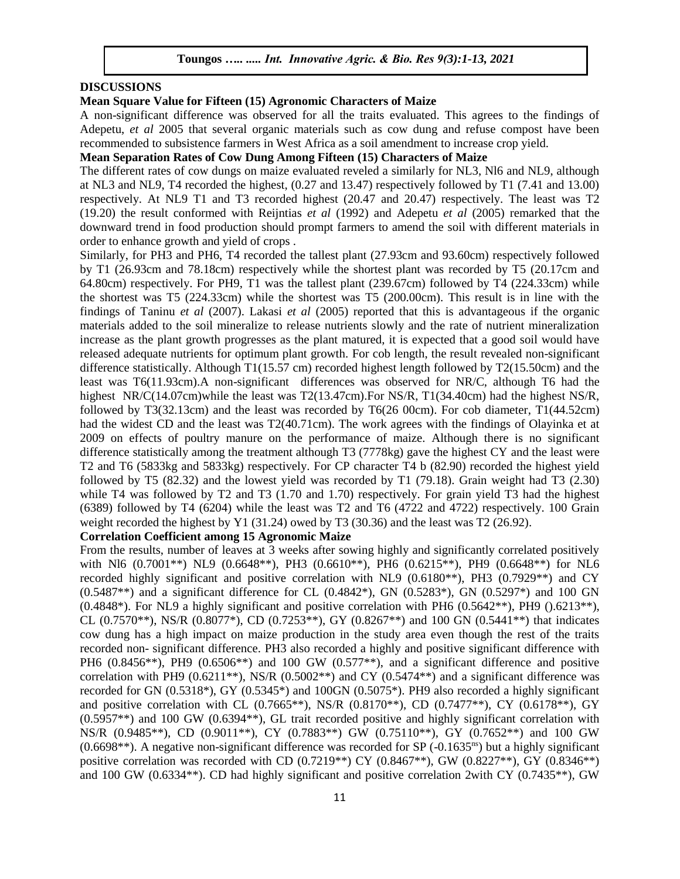**DISCUSSIONS**

**Mean Square Value for Fifteen (15) Agronomic Characters of Maize**

A non-significant difference was observed for all the traits evaluated. This agrees to the findings of Adepetu, *et al* 2005 that several organic materials such as cow dung and refuse compost have been recommended to subsistence farmers in West Africa as a soil amendment to increase crop yield.

**Mean Separation Rates of Cow Dung Among Fifteen (15) Characters of Maize**

The different rates of cow dungs on maize evaluated reveled a similarly for NL3, Nl6 and NL9, although at NL3 and NL9, T4 recorded the highest, (0.27 and 13.47) respectively followed by T1 (7.41 and 13.00) respectively. At NL9 T1 and T3 recorded highest (20.47 and 20.47) respectively. The least was T2 (19.20) the result conformed with Reijntias *et al* (1992) and Adepetu *et al* (2005) remarked that the downward trend in food production should prompt farmers to amend the soil with different materials in order to enhance growth and yield of crops .

Similarly, for PH3 and PH6, T4 recorded the tallest plant (27.93cm and 93.60cm) respectively followed by T1 (26.93cm and 78.18cm) respectively while the shortest plant was recorded by T5 (20.17cm and 64.80cm) respectively. For PH9, T1 was the tallest plant (239.67cm) followed by T4 (224.33cm) while the shortest was T5 (224.33cm) while the shortest was T5 (200.00cm). This result is in line with the findings of Taninu *et al* (2007). Lakasi *et al* (2005) reported that this is advantageous if the organic materials added to the soil mineralize to release nutrients slowly and the rate of nutrient mineralization increase as the plant growth progresses as the plant matured, it is expected that a good soil would have released adequate nutrients for optimum plant growth. For cob length, the result revealed non-significant difference statistically. Although T1(15.57 cm) recorded highest length followed by T2(15.50cm) and the least was T6(11.93cm).A non-significant differences was observed for NR/C, although T6 had the highest NR/C(14.07cm)while the least was T2(13.47cm).For NS/R, T1(34.40cm) had the highest NS/R, followed by T3(32.13cm) and the least was recorded by T6(26 00cm). For cob diameter, T1(44.52cm) had the widest CD and the least was T2(40.71cm). The work agrees with the findings of Olayinka et at 2009 on effects of poultry manure on the performance of maize. Although there is no significant difference statistically among the treatment although T3 (7778kg) gave the highest CY and the least were T2 and T6 (5833kg and 5833kg) respectively. For CP character T4 b (82.90) recorded the highest yield followed by T5 (82.32) and the lowest yield was recorded by T1 (79.18). Grain weight had T3 (2.30) while T4 was followed by T2 and T3 (1.70 and 1.70) respectively. For grain yield T3 had the highest (6389) followed by T4 (6204) while the least was T2 and T6 (4722 and 4722) respectively. 100 Grain weight recorded the highest by Y1 (31.24) owed by T3 (30.36) and the least was T2 (26.92).

**Correlation Coefficient among 15 Agronomic Maize**

From the results, number of leaves at 3 weeks after sowing highly and significantly correlated positively with Nl6 (0.7001**) NL9 (0.6648**), PH3 (0.6610**), PH6 (0.6215**), PH9 (0.6648**) for NL6 recorded highly significant and positive correlation with NL9 (0.6180**), PH3 (0.7929**) and CY (0.5487**) and a significant difference for CL (0.4842*), GN (0.5283*), GN (0.5297*) and 100 GN (0.4848*). For NL9 a highly significant and positive correlation with PH6 (0.5642**), PH9 ().6213**), CL (0.7570**), NS/R (0.8077*), CD (0.7253**), GY (0.8267**) and 100 GN (0.5441**) that indicates cow dung has a high impact on maize production in the study area even though the rest of the traits recorded non- significant difference. PH3 also recorded a highly and positive significant difference with PH6 (0.8456**), PH9 (0.6506**) and 100 GW (0.577**), and a significant difference and positive correlation with PH9 (0.6211**), NS/R (0.5002**) and CY (0.5474**) and a significant difference was recorded for GN (0.5318*), GY (0.5345*) and 100GN (0.5075*). PH9 also recorded a highly significant and positive correlation with CL (0.7665**), NS/R (0.8170**), CD (0.7477**), CY (0.6178**), GY (0.5957**) and 100 GW (0.6394**), GL trait recorded positive and highly significant correlation with NS/R (0.9485**), CD (0.9011**), CY (0.7883**) GW (0.75110**), GY (0.7652**) and 100 GW (0.6698**). A negative non-significant difference was recorded for SP (-0.1635[ns]) but a highly significant positive correlation was recorded with CD (0.7219**) CY (0.8467**), GW (0.8227**), GY (0.8346**) and 100 GW (0.6334**). CD had highly significant and positive correlation 2with CY (0.7435**), GW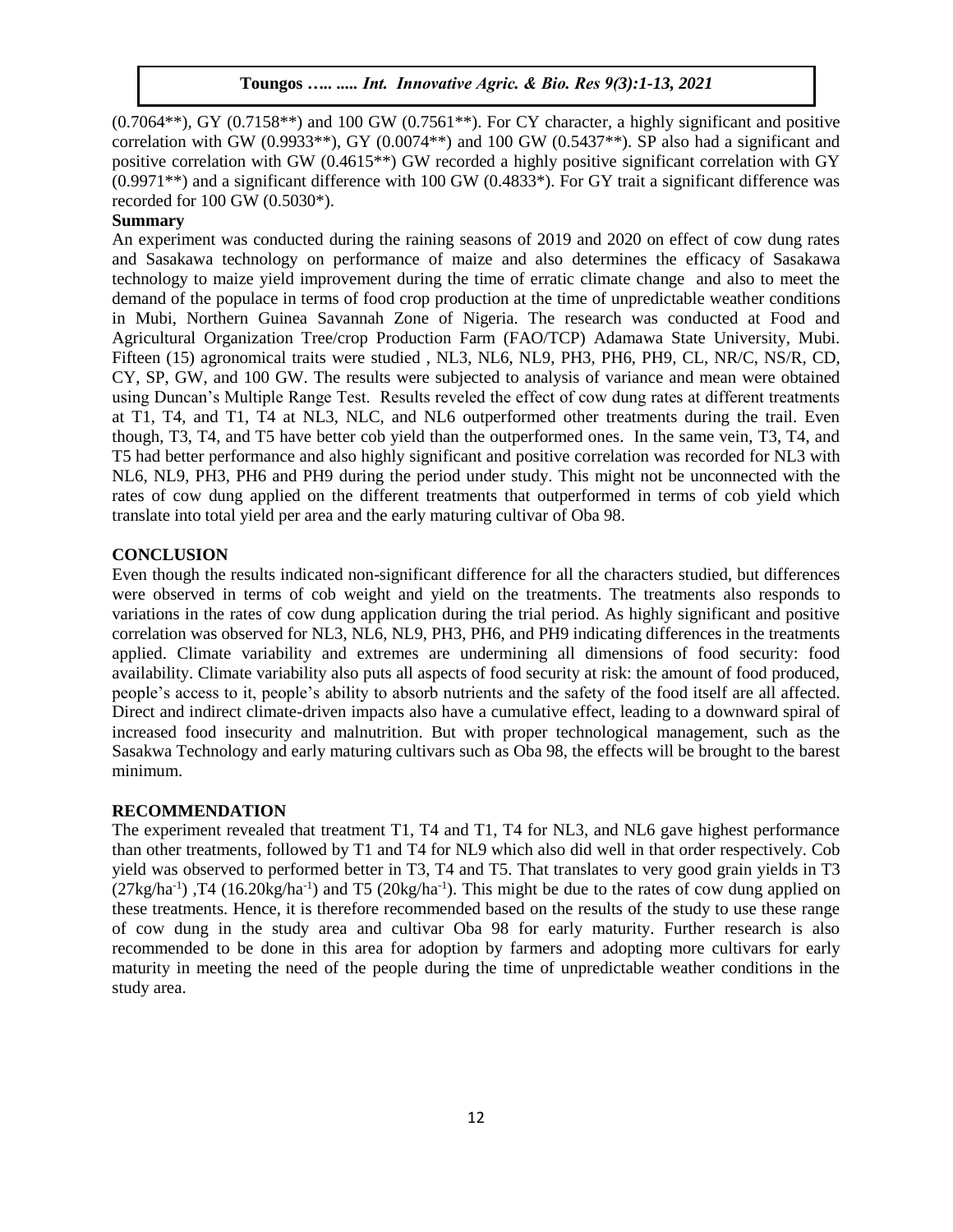(0.7064**), GY (0.7158**) and 100 GW (0.7561**). For CY character, a highly significant and positive correlation with GW (0.9933**), GY (0.0074**) and 100 GW (0.5437**). SP also had a significant and positive correlation with GW (0.4615**) GW recorded a highly positive significant correlation with GY (0.9971**) and a significant difference with 100 GW (0.4833*). For GY trait a significant difference was recorded for 100 GW (0.5030*).

**Summary**

An experiment was conducted during the raining seasons of 2019 and 2020 on effect of cow dung rates and Sasakawa technology on performance of maize and also determines the efficacy of Sasakawa technology to maize yield improvement during the time of erratic climate change and also to meet the demand of the populace in terms of food crop production at the time of unpredictable weather conditions in Mubi, Northern Guinea Savannah Zone of Nigeria. The research was conducted at Food and Agricultural Organization Tree/crop Production Farm (FAO/TCP) Adamawa State University, Mubi. Fifteen (15) agronomical traits were studied , NL3, NL6, NL9, PH3, PH6, PH9, CL, NR/C, NS/R, CD, CY, SP, GW, and 100 GW. The results were subjected to analysis of variance and mean were obtained using Duncan's Multiple Range Test. Results reveled the effect of cow dung rates at different treatments at T1, T4, and T1, T4 at NL3, NLC, and NL6 outperformed other treatments during the trail. Even though, T3, T4, and T5 have better cob yield than the outperformed ones. In the same vein, T3, T4, and T5 had better performance and also highly significant and positive correlation was recorded for NL3 with NL6, NL9, PH3, PH6 and PH9 during the period under study. This might not be unconnected with the rates of cow dung applied on the different treatments that outperformed in terms of cob yield which translate into total yield per area and the early maturing cultivar of Oba 98.

## CONCLUSION

Even though the results indicated non-significant difference for all the characters studied, but differences were observed in terms of cob weight and yield on the treatments. The treatments also responds to variations in the rates of cow dung application during the trial period. As highly significant and positive correlation was observed for NL3, NL6, NL9, PH3, PH6, and PH9 indicating differences in the treatments applied. Climate variability and extremes are undermining all dimensions of food security: food availability. Climate variability also puts all aspects of food security at risk: the amount of food produced, people's access to it, people's ability to absorb nutrients and the safety of the food itself are all affected. Direct and indirect climate-driven impacts also have a cumulative effect, leading to a downward spiral of increased food insecurity and malnutrition. But with proper technological management, such as the Sasakwa Technology and early maturing cultivars such as Oba 98, the effects will be brought to the barest minimum.

## RECOMMENDATION

The experiment revealed that treatment T1, T4 and T1, T4 for NL3, and NL6 gave highest performance than other treatments, followed by T1 and T4 for NL9 which also did well in that order respectively. Cob yield was observed to performed better in T3, T4 and T5. That translates to very good grain yields in T3 ($27kg/ha^{-1}$) ,T4 ($16.20kg/ha^{-1}$) and T5 ($20kg/ha^{-1}$). This might be due to the rates of cow dung applied on these treatments. Hence, it is therefore recommended based on the results of the study to use these range of cow dung in the study area and cultivar Oba 98 for early maturity. Further research is also recommended to be done in this area for adoption by farmers and adopting more cultivars for early maturity in meeting the need of the people during the time of unpredictable weather conditions in the study area.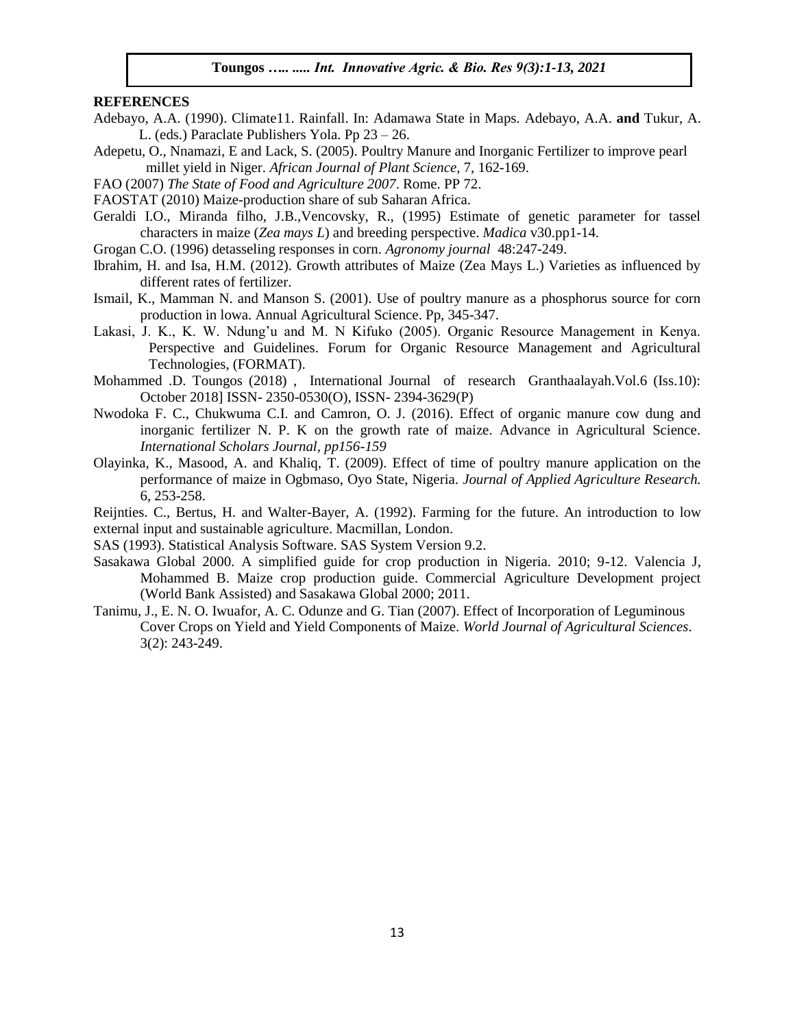**REFERENCES**

Adebayo, A.A. (1990). Climate11. Rainfall. In: Adamawa State in Maps. Adebayo, A.A. **and** Tukur, A. L. (eds.) Paraclate Publishers Yola. Pp 23 – 26.

Adepetu, O., Nnamazi, E and Lack, S. (2005). Poultry Manure and Inorganic Fertilizer to improve pearl millet yield in Niger. *African Journal of Plant Science,* 7, 162-169.

FAO (2007) *The State of Food and Agriculture 2007*. Rome. PP 72.

FAOSTAT (2010) Maize-production share of sub Saharan Africa.

Geraldi I.O., Miranda filho, J.B.,Vencovsky, R., (1995) Estimate of genetic parameter for tassel characters in maize (*Zea mays L*) and breeding perspective. *Madica* v30.pp1-14.

Grogan C.O. (1996) detasseling responses in corn. *Agronomy journal* 48:247-249.

Ibrahim, H. and Isa, H.M. (2012). Growth attributes of Maize (Zea Mays L.) Varieties as influenced by different rates of fertilizer.

Ismail, K., Mamman N. and Manson S. (2001). Use of poultry manure as a phosphorus source for corn production in lowa. Annual Agricultural Science. Pp, 345-347.

Lakasi, J. K., K. W. Ndung'u and M. N Kifuko (2005). Organic Resource Management in Kenya. Perspective and Guidelines. Forum for Organic Resource Management and Agricultural Technologies, (FORMAT).

Mohammed .D. Toungos (2018) , International Journal of research Granthaalayah.Vol.6 (Iss.10): October 2018] ISSN- 2350-0530(O), ISSN- 2394-3629(P)

Nwodoka F. C., Chukwuma C.I. and Camron, O. J. (2016). Effect of organic manure cow dung and inorganic fertilizer N. P. K on the growth rate of maize. Advance in Agricultural Science. *International Scholars Journal, pp156-159*

Olayinka, K., Masood, A. and Khaliq, T. (2009). Effect of time of poultry manure application on the performance of maize in Ogbmaso, Oyo State, Nigeria. *Journal of Applied Agriculture Research.* 6, 253-258.

Reijnties. C., Bertus, H. and Walter-Bayer, A. (1992). Farming for the future. An introduction to low external input and sustainable agriculture. Macmillan, London.

SAS (1993). Statistical Analysis Software. SAS System Version 9.2.

Sasakawa Global 2000. A simplified guide for crop production in Nigeria. 2010; 9-12. Valencia J, Mohammed B. Maize crop production guide. Commercial Agriculture Development project (World Bank Assisted) and Sasakawa Global 2000; 2011.

Tanimu, J., E. N. O. Iwuafor, A. C. Odunze and G. Tian (2007). Effect of Incorporation of Leguminous Cover Crops on Yield and Yield Components of Maize. *World Journal of Agricultural Sciences*. 3(2): 243-249.